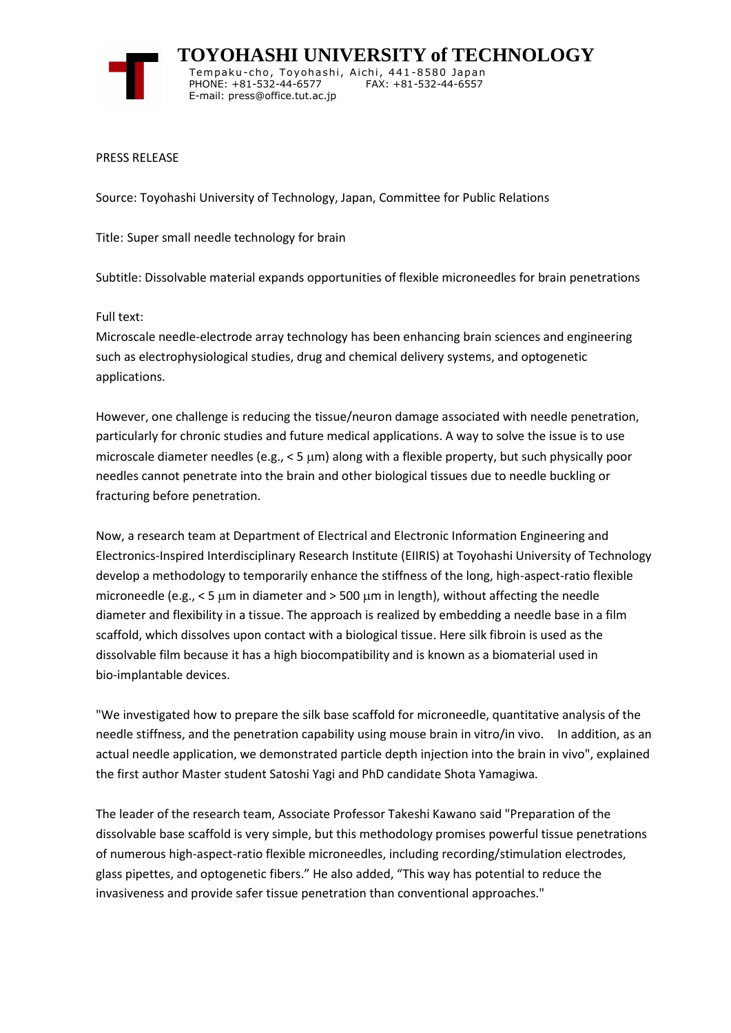# TOYOHASHI UNIVERSITY of TECHNOLOGY

Tempaku-cho, Toyohashi, Aichi, 441-8580 Japan
PHONE: +81-532-44-6577 FAX: +81-532-44-6557
E-mail: press@office.tut.ac.jp

PRESS RELEASE

Source: Toyohashi University of Technology, Japan, Committee for Public Relations

Title: Super small needle technology for brain

Subtitle: Dissolvable material expands opportunities of flexible microneedles for brain penetrations

Full text:

Microscale needle-electrode array technology has been enhancing brain sciences and engineering such as electrophysiological studies, drug and chemical delivery systems, and optogenetic applications.

However, one challenge is reducing the tissue/neuron damage associated with needle penetration, particularly for chronic studies and future medical applications. A way to solve the issue is to use microscale diameter needles (e.g., < 5 μm) along with a flexible property, but such physically poor needles cannot penetrate into the brain and other biological tissues due to needle buckling or fracturing before penetration.

Now, a research team at Department of Electrical and Electronic Information Engineering and Electronics-Inspired Interdisciplinary Research Institute (EIIRIS) at Toyohashi University of Technology develop a methodology to temporarily enhance the stiffness of the long, high-aspect-ratio flexible microneedle (e.g., < 5 μm in diameter and > 500 μm in length), without affecting the needle diameter and flexibility in a tissue. The approach is realized by embedding a needle base in a film scaffold, which dissolves upon contact with a biological tissue. Here silk fibroin is used as the dissolvable film because it has a high biocompatibility and is known as a biomaterial used in bio-implantable devices.

"We investigated how to prepare the silk base scaffold for microneedle, quantitative analysis of the needle stiffness, and the penetration capability using mouse brain in vitro/in vivo. In addition, as an actual needle application, we demonstrated particle depth injection into the brain in vivo", explained the first author Master student Satoshi Yagi and PhD candidate Shota Yamagiwa.

The leader of the research team, Associate Professor Takeshi Kawano said "Preparation of the dissolvable base scaffold is very simple, but this methodology promises powerful tissue penetrations of numerous high-aspect-ratio flexible microneedles, including recording/stimulation electrodes, glass pipettes, and optogenetic fibers." He also added, "This way has potential to reduce the invasiveness and provide safer tissue penetration than conventional approaches."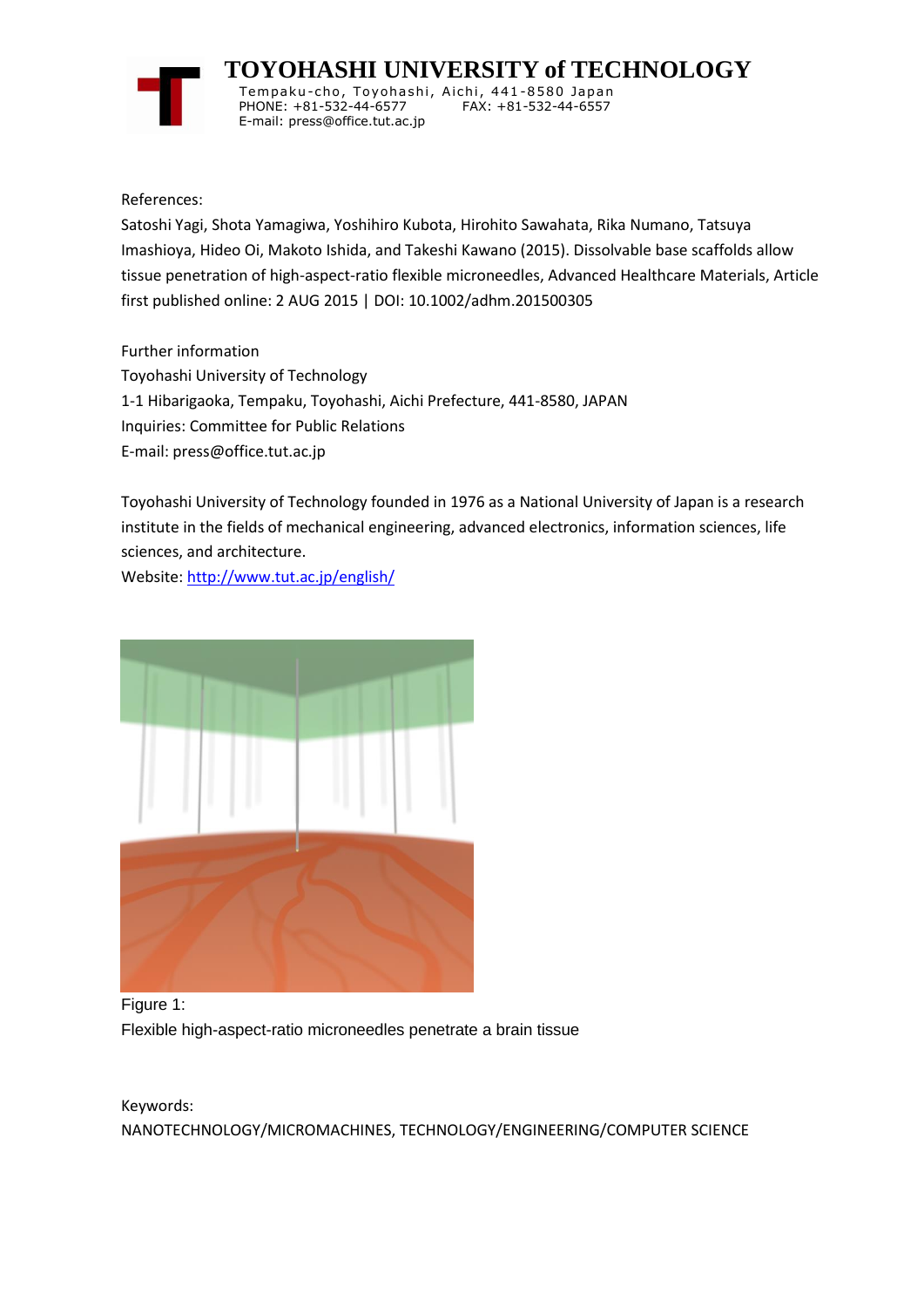References:

Satoshi Yagi, Shota Yamagiwa, Yoshihiro Kubota, Hirohito Sawahata, Rika Numano, Tatsuya Imashioya, Hideo Oi, Makoto Ishida, and Takeshi Kawano (2015). Dissolvable base scaffolds allow tissue penetration of high-aspect-ratio flexible microneedles, Advanced Healthcare Materials, Article first published online: 2 AUG 2015 | DOI: 10.1002/adhm.201500305

Further information

Toyohashi University of Technology

1-1 Hibarigaoka, Tempaku, Toyohashi, Aichi Prefecture, 441-8580, JAPAN

Inquiries: Committee for Public Relations

E-mail: press@office.tut.ac.jp

Toyohashi University of Technology founded in 1976 as a National University of Japan is a research institute in the fields of mechanical engineering, advanced electronics, information sciences, life sciences, and architecture.

Website: [http://www.tut.ac.jp/english/](http://www.tut.ac.jp/english/)

Figure 1:

Flexible high-aspect-ratio microneedles penetrate a brain tissue

Keywords:

NANOTECHNOLOGY/MICROMACHINES, TECHNOLOGY/ENGINEERING/COMPUTER SCIENCE